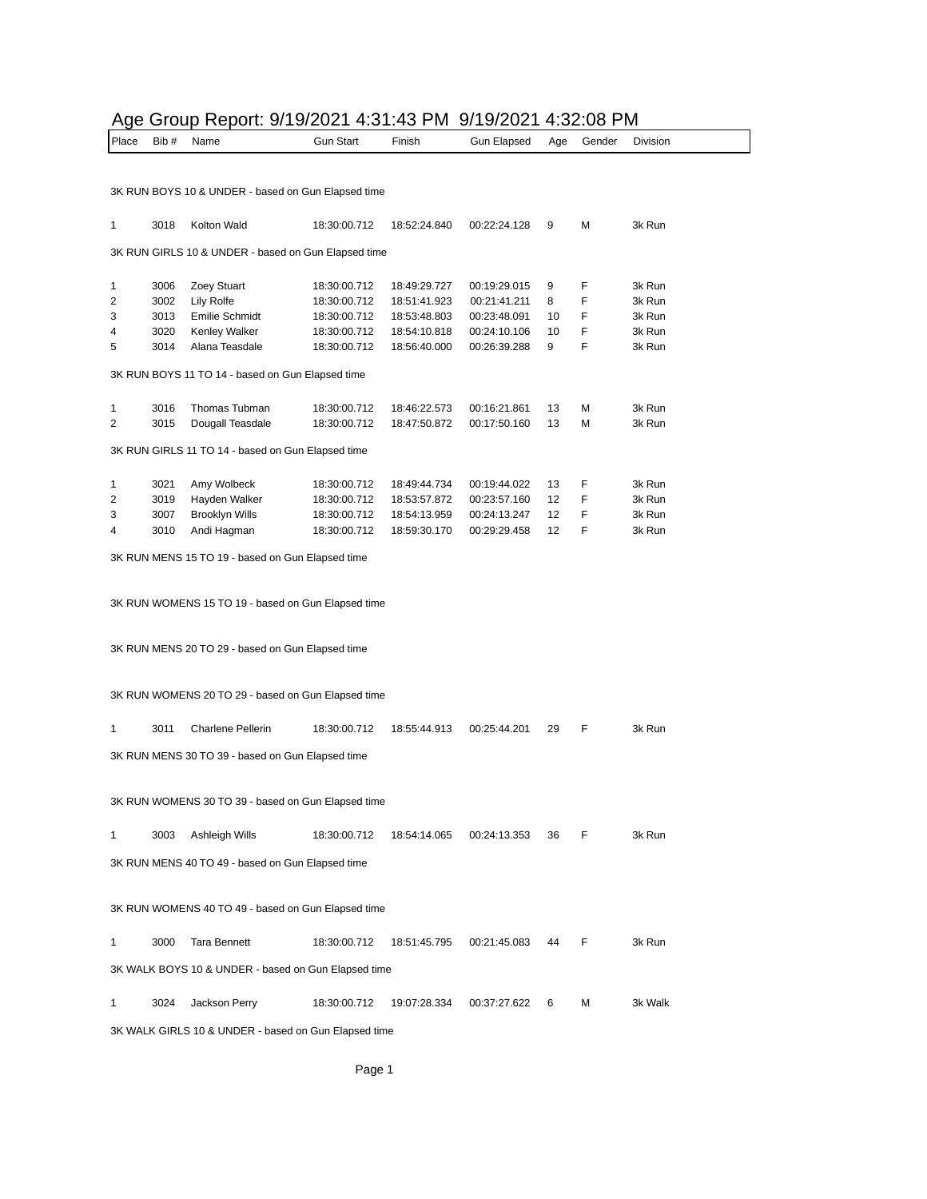# Age Group Report: 9/19/2021 4:31:43 PM 9/19/2021 4:32:08 PM

| Place | Bib # | Name | Gun Start | Finish | Gun Elapsed | Age | Gender | Division |
|---|---|---|---|---|---|---|---|---|

3K RUN BOYS 10 & UNDER - based on Gun Elapsed time

| Place | Bib # | Name | Gun Start | Finish | Gun Elapsed | Age | Gender | Division |
|---|---|---|---|---|---|---|---|---|
| 1 | 3018 | Kolton Wald | 18:30:00.712 | 18:52:24.840 | 00:22:24.128 | 9 | M | 3k Run |

3K RUN GIRLS 10 & UNDER - based on Gun Elapsed time

| Place | Bib # | Name | Gun Start | Finish | Gun Elapsed | Age | Gender | Division |
|---|---|---|---|---|---|---|---|---|
| 1 | 3006 | Zoey Stuart | 18:30:00.712 | 18:49:29.727 | 00:19:29.015 | 9 | F | 3k Run |
| 2 | 3002 | Lily Rolfe | 18:30:00.712 | 18:51:41.923 | 00:21:41.211 | 8 | F | 3k Run |
| 3 | 3013 | Emilie Schmidt | 18:30:00.712 | 18:53:48.803 | 00:23:48.091 | 10 | F | 3k Run |
| 4 | 3020 | Kenley Walker | 18:30:00.712 | 18:54:10.818 | 00:24:10.106 | 10 | F | 3k Run |
| 5 | 3014 | Alana Teasdale | 18:30:00.712 | 18:56:40.000 | 00:26:39.288 | 9 | F | 3k Run |

3K RUN BOYS 11 TO 14 - based on Gun Elapsed time

| Place | Bib # | Name | Gun Start | Finish | Gun Elapsed | Age | Gender | Division |
|---|---|---|---|---|---|---|---|---|
| 1 | 3016 | Thomas Tubman | 18:30:00.712 | 18:46:22.573 | 00:16:21.861 | 13 | M | 3k Run |
| 2 | 3015 | Dougall Teasdale | 18:30:00.712 | 18:47:50.872 | 00:17:50.160 | 13 | M | 3k Run |

3K RUN GIRLS 11 TO 14 - based on Gun Elapsed time

| Place | Bib # | Name | Gun Start | Finish | Gun Elapsed | Age | Gender | Division |
|---|---|---|---|---|---|---|---|---|
| 1 | 3021 | Amy Wolbeck | 18:30:00.712 | 18:49:44.734 | 00:19:44.022 | 13 | F | 3k Run |
| 2 | 3019 | Hayden Walker | 18:30:00.712 | 18:53:57.872 | 00:23:57.160 | 12 | F | 3k Run |
| 3 | 3007 | Brooklyn Wills | 18:30:00.712 | 18:54:13.959 | 00:24:13.247 | 12 | F | 3k Run |
| 4 | 3010 | Andi Hagman | 18:30:00.712 | 18:59:30.170 | 00:29:29.458 | 12 | F | 3k Run |

3K RUN MENS 15 TO 19 - based on Gun Elapsed time

3K RUN WOMENS 15 TO 19 - based on Gun Elapsed time

3K RUN MENS 20 TO 29 - based on Gun Elapsed time

3K RUN WOMENS 20 TO 29 - based on Gun Elapsed time

| Place | Bib # | Name | Gun Start | Finish | Gun Elapsed | Age | Gender | Division |
|---|---|---|---|---|---|---|---|---|
| 1 | 3011 | Charlene Pellerin | 18:30:00.712 | 18:55:44.913 | 00:25:44.201 | 29 | F | 3k Run |

3K RUN MENS 30 TO 39 - based on Gun Elapsed time

3K RUN WOMENS 30 TO 39 - based on Gun Elapsed time

| Place | Bib # | Name | Gun Start | Finish | Gun Elapsed | Age | Gender | Division |
|---|---|---|---|---|---|---|---|---|
| 1 | 3003 | Ashleigh Wills | 18:30:00.712 | 18:54:14.065 | 00:24:13.353 | 36 | F | 3k Run |

3K RUN MENS 40 TO 49 - based on Gun Elapsed time

3K RUN WOMENS 40 TO 49 - based on Gun Elapsed time

| Place | Bib # | Name | Gun Start | Finish | Gun Elapsed | Age | Gender | Division |
|---|---|---|---|---|---|---|---|---|
| 1 | 3000 | Tara Bennett | 18:30:00.712 | 18:51:45.795 | 00:21:45.083 | 44 | F | 3k Run |

3K WALK BOYS 10 & UNDER - based on Gun Elapsed time

| Place | Bib # | Name | Gun Start | Finish | Gun Elapsed | Age | Gender | Division |
|---|---|---|---|---|---|---|---|---|
| 1 | 3024 | Jackson Perry | 18:30:00.712 | 19:07:28.334 | 00:37:27.622 | 6 | M | 3k Walk |

3K WALK GIRLS 10 & UNDER - based on Gun Elapsed time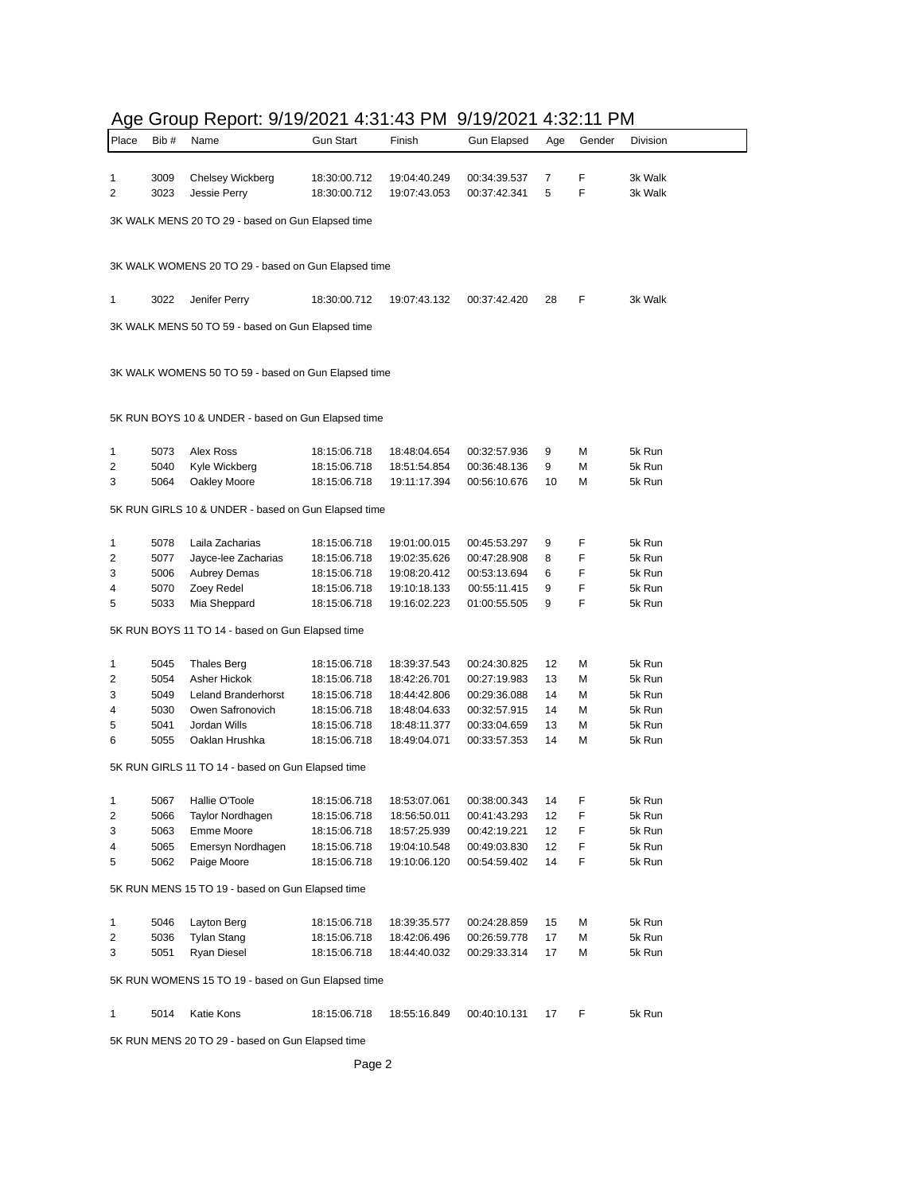# Age Group Report: 9/19/2021 4:31:43 PM 9/19/2021 4:32:11 PM

| Place | Bib # | Name | Gun Start | Finish | Gun Elapsed | Age | Gender | Division |
|---|---|---|---|---|---|---|---|---|
| 1 | 3009 | Chelsey Wickberg | 18:30:00.712 | 19:04:40.249 | 00:34:39.537 | 7 | F | 3k Walk |
| 2 | 3023 | Jessie Perry | 18:30:00.712 | 19:07:43.053 | 00:37:42.341 | 5 | F | 3k Walk |

3K WALK MENS 20 TO 29 - based on Gun Elapsed time

3K WALK WOMENS 20 TO 29 - based on Gun Elapsed time

| Place | Bib # | Name | Gun Start | Finish | Gun Elapsed | Age | Gender | Division |
|---|---|---|---|---|---|---|---|---|
| 1 | 3022 | Jenifer Perry | 18:30:00.712 | 19:07:43.132 | 00:37:42.420 | 28 | F | 3k Walk |

3K WALK MENS 50 TO 59 - based on Gun Elapsed time

3K WALK WOMENS 50 TO 59 - based on Gun Elapsed time

5K RUN BOYS 10 & UNDER - based on Gun Elapsed time

| Place | Bib # | Name | Gun Start | Finish | Gun Elapsed | Age | Gender | Division |
|---|---|---|---|---|---|---|---|---|
| 1 | 5073 | Alex Ross | 18:15:06.718 | 18:48:04.654 | 00:32:57.936 | 9 | M | 5k Run |
| 2 | 5040 | Kyle Wickberg | 18:15:06.718 | 18:51:54.854 | 00:36:48.136 | 9 | M | 5k Run |
| 3 | 5064 | Oakley Moore | 18:15:06.718 | 19:11:17.394 | 00:56:10.676 | 10 | M | 5k Run |

5K RUN GIRLS 10 & UNDER - based on Gun Elapsed time

| Place | Bib # | Name | Gun Start | Finish | Gun Elapsed | Age | Gender | Division |
|---|---|---|---|---|---|---|---|---|
| 1 | 5078 | Laila Zacharias | 18:15:06.718 | 19:01:00.015 | 00:45:53.297 | 9 | F | 5k Run |
| 2 | 5077 | Jayce-lee Zacharias | 18:15:06.718 | 19:02:35.626 | 00:47:28.908 | 8 | F | 5k Run |
| 3 | 5006 | Aubrey Demas | 18:15:06.718 | 19:08:20.412 | 00:53:13.694 | 6 | F | 5k Run |
| 4 | 5070 | Zoey Redel | 18:15:06.718 | 19:10:18.133 | 00:55:11.415 | 9 | F | 5k Run |
| 5 | 5033 | Mia Sheppard | 18:15:06.718 | 19:16:02.223 | 01:00:55.505 | 9 | F | 5k Run |

5K RUN BOYS 11 TO 14 - based on Gun Elapsed time

| Place | Bib # | Name | Gun Start | Finish | Gun Elapsed | Age | Gender | Division |
|---|---|---|---|---|---|---|---|---|
| 1 | 5045 | Thales Berg | 18:15:06.718 | 18:39:37.543 | 00:24:30.825 | 12 | M | 5k Run |
| 2 | 5054 | Asher Hickok | 18:15:06.718 | 18:42:26.701 | 00:27:19.983 | 13 | M | 5k Run |
| 3 | 5049 | Leland Branderhorst | 18:15:06.718 | 18:44:42.806 | 00:29:36.088 | 14 | M | 5k Run |
| 4 | 5030 | Owen Safronovich | 18:15:06.718 | 18:48:04.633 | 00:32:57.915 | 14 | M | 5k Run |
| 5 | 5041 | Jordan Wills | 18:15:06.718 | 18:48:11.377 | 00:33:04.659 | 13 | M | 5k Run |
| 6 | 5055 | Oaklan Hrushka | 18:15:06.718 | 18:49:04.071 | 00:33:57.353 | 14 | M | 5k Run |

5K RUN GIRLS 11 TO 14 - based on Gun Elapsed time

| Place | Bib # | Name | Gun Start | Finish | Gun Elapsed | Age | Gender | Division |
|---|---|---|---|---|---|---|---|---|
| 1 | 5067 | Hallie O'Toole | 18:15:06.718 | 18:53:07.061 | 00:38:00.343 | 14 | F | 5k Run |
| 2 | 5066 | Taylor Nordhagen | 18:15:06.718 | 18:56:50.011 | 00:41:43.293 | 12 | F | 5k Run |
| 3 | 5063 | Emme Moore | 18:15:06.718 | 18:57:25.939 | 00:42:19.221 | 12 | F | 5k Run |
| 4 | 5065 | Emersyn Nordhagen | 18:15:06.718 | 19:04:10.548 | 00:49:03.830 | 12 | F | 5k Run |
| 5 | 5062 | Paige Moore | 18:15:06.718 | 19:10:06.120 | 00:54:59.402 | 14 | F | 5k Run |

5K RUN MENS 15 TO 19 - based on Gun Elapsed time

| Place | Bib # | Name | Gun Start | Finish | Gun Elapsed | Age | Gender | Division |
|---|---|---|---|---|---|---|---|---|
| 1 | 5046 | Layton Berg | 18:15:06.718 | 18:39:35.577 | 00:24:28.859 | 15 | M | 5k Run |
| 2 | 5036 | Tylan Stang | 18:15:06.718 | 18:42:06.496 | 00:26:59.778 | 17 | M | 5k Run |
| 3 | 5051 | Ryan Diesel | 18:15:06.718 | 18:44:40.032 | 00:29:33.314 | 17 | M | 5k Run |

5K RUN WOMENS 15 TO 19 - based on Gun Elapsed time

| Place | Bib # | Name | Gun Start | Finish | Gun Elapsed | Age | Gender | Division |
|---|---|---|---|---|---|---|---|---|
| 1 | 5014 | Katie Kons | 18:15:06.718 | 18:55:16.849 | 00:40:10.131 | 17 | F | 5k Run |

5K RUN MENS 20 TO 29 - based on Gun Elapsed time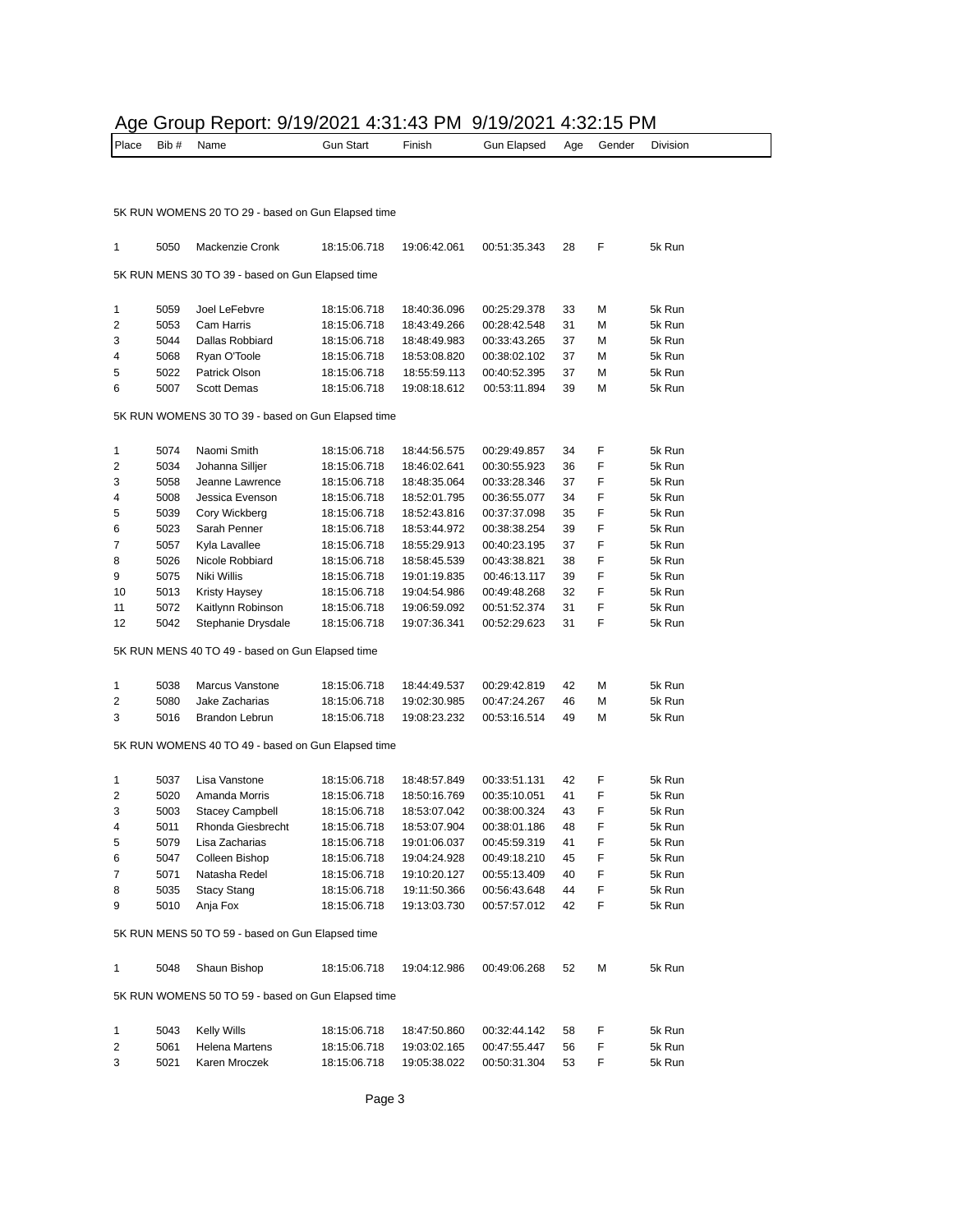# Age Group Report: 9/19/2021 4:31:43 PM 9/19/2021 4:32:15 PM

| Place | Bib # | Name | Gun Start | Finish | Gun Elapsed | Age | Gender | Division |
|---|---|---|---|---|---|---|---|---|

### 5K RUN WOMENS 20 TO 29 - based on Gun Elapsed time

| Place | Bib # | Name | Gun Start | Finish | Gun Elapsed | Age | Gender | Division |
|---|---|---|---|---|---|---|---|---|
| 1 | 5050 | Mackenzie Cronk | 18:15:06.718 | 19:06:42.061 | 00:51:35.343 | 28 | F | 5k Run |

### 5K RUN MENS 30 TO 39 - based on Gun Elapsed time

| Place | Bib # | Name | Gun Start | Finish | Gun Elapsed | Age | Gender | Division |
|---|---|---|---|---|---|---|---|---|
| 1 | 5059 | Joel LeFebvre | 18:15:06.718 | 18:40:36.096 | 00:25:29.378 | 33 | M | 5k Run |
| 2 | 5053 | Cam Harris | 18:15:06.718 | 18:43:49.266 | 00:28:42.548 | 31 | M | 5k Run |
| 3 | 5044 | Dallas Robbiard | 18:15:06.718 | 18:48:49.983 | 00:33:43.265 | 37 | M | 5k Run |
| 4 | 5068 | Ryan O'Toole | 18:15:06.718 | 18:53:08.820 | 00:38:02.102 | 37 | M | 5k Run |
| 5 | 5022 | Patrick Olson | 18:15:06.718 | 18:55:59.113 | 00:40:52.395 | 37 | M | 5k Run |
| 6 | 5007 | Scott Demas | 18:15:06.718 | 19:08:18.612 | 00:53:11.894 | 39 | M | 5k Run |

### 5K RUN WOMENS 30 TO 39 - based on Gun Elapsed time

| Place | Bib # | Name | Gun Start | Finish | Gun Elapsed | Age | Gender | Division |
|---|---|---|---|---|---|---|---|---|
| 1 | 5074 | Naomi Smith | 18:15:06.718 | 18:44:56.575 | 00:29:49.857 | 34 | F | 5k Run |
| 2 | 5034 | Johanna Silljer | 18:15:06.718 | 18:46:02.641 | 00:30:55.923 | 36 | F | 5k Run |
| 3 | 5058 | Jeanne Lawrence | 18:15:06.718 | 18:48:35.064 | 00:33:28.346 | 37 | F | 5k Run |
| 4 | 5008 | Jessica Evenson | 18:15:06.718 | 18:52:01.795 | 00:36:55.077 | 34 | F | 5k Run |
| 5 | 5039 | Cory Wickberg | 18:15:06.718 | 18:52:43.816 | 00:37:37.098 | 35 | F | 5k Run |
| 6 | 5023 | Sarah Penner | 18:15:06.718 | 18:53:44.972 | 00:38:38.254 | 39 | F | 5k Run |
| 7 | 5057 | Kyla Lavallee | 18:15:06.718 | 18:55:29.913 | 00:40:23.195 | 37 | F | 5k Run |
| 8 | 5026 | Nicole Robbiard | 18:15:06.718 | 18:58:45.539 | 00:43:38.821 | 38 | F | 5k Run |
| 9 | 5075 | Niki Willis | 18:15:06.718 | 19:01:19.835 | 00:46:13.117 | 39 | F | 5k Run |
| 10 | 5013 | Kristy Haysey | 18:15:06.718 | 19:04:54.986 | 00:49:48.268 | 32 | F | 5k Run |
| 11 | 5072 | Kaitlynn Robinson | 18:15:06.718 | 19:06:59.092 | 00:51:52.374 | 31 | F | 5k Run |
| 12 | 5042 | Stephanie Drysdale | 18:15:06.718 | 19:07:36.341 | 00:52:29.623 | 31 | F | 5k Run |

### 5K RUN MENS 40 TO 49 - based on Gun Elapsed time

| Place | Bib # | Name | Gun Start | Finish | Gun Elapsed | Age | Gender | Division |
|---|---|---|---|---|---|---|---|---|
| 1 | 5038 | Marcus Vanstone | 18:15:06.718 | 18:44:49.537 | 00:29:42.819 | 42 | M | 5k Run |
| 2 | 5080 | Jake Zacharias | 18:15:06.718 | 19:02:30.985 | 00:47:24.267 | 46 | M | 5k Run |
| 3 | 5016 | Brandon Lebrun | 18:15:06.718 | 19:08:23.232 | 00:53:16.514 | 49 | M | 5k Run |

### 5K RUN WOMENS 40 TO 49 - based on Gun Elapsed time

| Place | Bib # | Name | Gun Start | Finish | Gun Elapsed | Age | Gender | Division |
|---|---|---|---|---|---|---|---|---|
| 1 | 5037 | Lisa Vanstone | 18:15:06.718 | 18:48:57.849 | 00:33:51.131 | 42 | F | 5k Run |
| 2 | 5020 | Amanda Morris | 18:15:06.718 | 18:50:16.769 | 00:35:10.051 | 41 | F | 5k Run |
| 3 | 5003 | Stacey Campbell | 18:15:06.718 | 18:53:07.042 | 00:38:00.324 | 43 | F | 5k Run |
| 4 | 5011 | Rhonda Giesbrecht | 18:15:06.718 | 18:53:07.904 | 00:38:01.186 | 48 | F | 5k Run |
| 5 | 5079 | Lisa Zacharias | 18:15:06.718 | 19:01:06.037 | 00:45:59.319 | 41 | F | 5k Run |
| 6 | 5047 | Colleen Bishop | 18:15:06.718 | 19:04:24.928 | 00:49:18.210 | 45 | F | 5k Run |
| 7 | 5071 | Natasha Redel | 18:15:06.718 | 19:10:20.127 | 00:55:13.409 | 40 | F | 5k Run |
| 8 | 5035 | Stacy Stang | 18:15:06.718 | 19:11:50.366 | 00:56:43.648 | 44 | F | 5k Run |
| 9 | 5010 | Anja Fox | 18:15:06.718 | 19:13:03.730 | 00:57:57.012 | 42 | F | 5k Run |

### 5K RUN MENS 50 TO 59 - based on Gun Elapsed time

| Place | Bib # | Name | Gun Start | Finish | Gun Elapsed | Age | Gender | Division |
|---|---|---|---|---|---|---|---|---|
| 1 | 5048 | Shaun Bishop | 18:15:06.718 | 19:04:12.986 | 00:49:06.268 | 52 | M | 5k Run |

### 5K RUN WOMENS 50 TO 59 - based on Gun Elapsed time

| Place | Bib # | Name | Gun Start | Finish | Gun Elapsed | Age | Gender | Division |
|---|---|---|---|---|---|---|---|---|
| 1 | 5043 | Kelly Wills | 18:15:06.718 | 18:47:50.860 | 00:32:44.142 | 58 | F | 5k Run |
| 2 | 5061 | Helena Martens | 18:15:06.718 | 19:03:02.165 | 00:47:55.447 | 56 | F | 5k Run |
| 3 | 5021 | Karen Mroczek | 18:15:06.718 | 19:05:38.022 | 00:50:31.304 | 53 | F | 5k Run |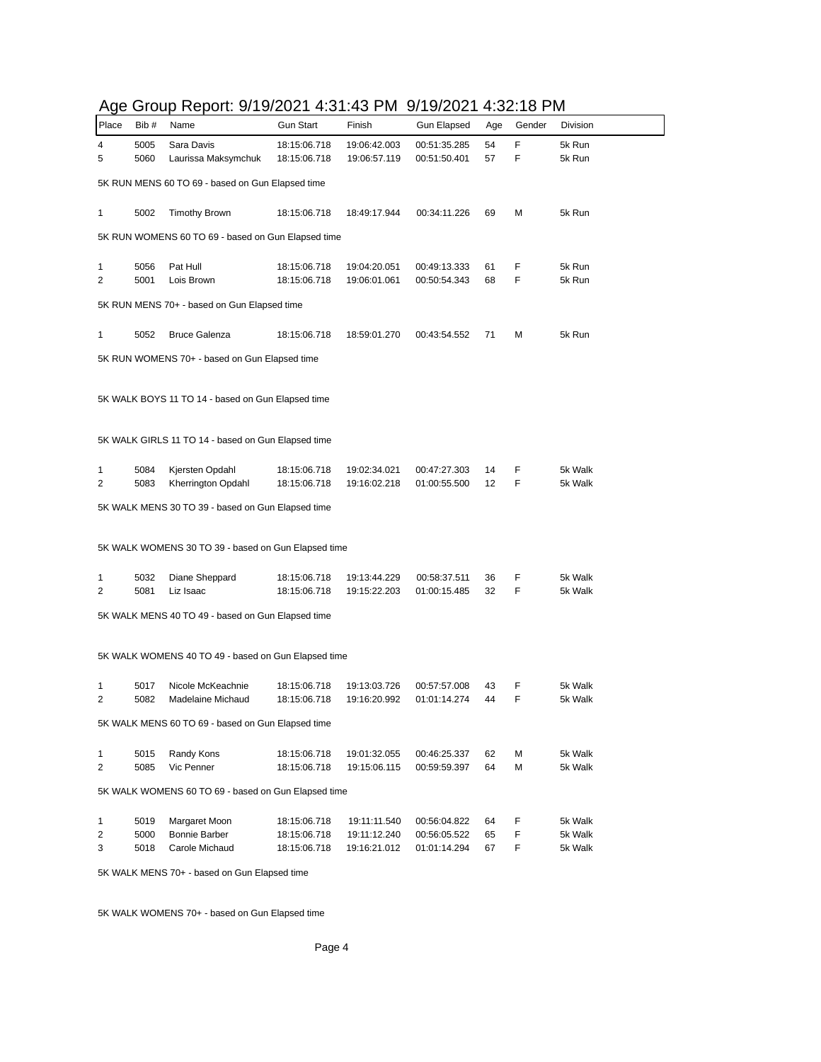# Age Group Report: 9/19/2021 4:31:43 PM  9/19/2021 4:32:18 PM

| Place | Bib # | Name | Gun Start | Finish | Gun Elapsed | Age | Gender | Division |
|---|---|---|---|---|---|---|---|---|
| 4 | 5005 | Sara Davis | 18:15:06.718 | 19:06:42.003 | 00:51:35.285 | 54 | F | 5k Run |
| 5 | 5060 | Laurissa Maksymchuk | 18:15:06.718 | 19:06:57.119 | 00:51:50.401 | 57 | F | 5k Run |

5K RUN MENS 60 TO 69 - based on Gun Elapsed time

| Place | Bib # | Name | Gun Start | Finish | Gun Elapsed | Age | Gender | Division |
|---|---|---|---|---|---|---|---|---|
| 1 | 5002 | Timothy Brown | 18:15:06.718 | 18:49:17.944 | 00:34:11.226 | 69 | M | 5k Run |

5K RUN WOMENS 60 TO 69 - based on Gun Elapsed time

| Place | Bib # | Name | Gun Start | Finish | Gun Elapsed | Age | Gender | Division |
|---|---|---|---|---|---|---|---|---|
| 1 | 5056 | Pat Hull | 18:15:06.718 | 19:04:20.051 | 00:49:13.333 | 61 | F | 5k Run |
| 2 | 5001 | Lois Brown | 18:15:06.718 | 19:06:01.061 | 00:50:54.343 | 68 | F | 5k Run |

5K RUN MENS 70+ - based on Gun Elapsed time

| Place | Bib # | Name | Gun Start | Finish | Gun Elapsed | Age | Gender | Division |
|---|---|---|---|---|---|---|---|---|
| 1 | 5052 | Bruce Galenza | 18:15:06.718 | 18:59:01.270 | 00:43:54.552 | 71 | M | 5k Run |

5K RUN WOMENS 70+ - based on Gun Elapsed time

5K WALK BOYS 11 TO 14 - based on Gun Elapsed time

5K WALK GIRLS 11 TO 14 - based on Gun Elapsed time

| Place | Bib # | Name | Gun Start | Finish | Gun Elapsed | Age | Gender | Division |
|---|---|---|---|---|---|---|---|---|
| 1 | 5084 | Kjersten Opdahl | 18:15:06.718 | 19:02:34.021 | 00:47:27.303 | 14 | F | 5k Walk |
| 2 | 5083 | Kherrington Opdahl | 18:15:06.718 | 19:16:02.218 | 01:00:55.500 | 12 | F | 5k Walk |

5K WALK MENS 30 TO 39 - based on Gun Elapsed time

5K WALK WOMENS 30 TO 39 - based on Gun Elapsed time

| Place | Bib # | Name | Gun Start | Finish | Gun Elapsed | Age | Gender | Division |
|---|---|---|---|---|---|---|---|---|
| 1 | 5032 | Diane Sheppard | 18:15:06.718 | 19:13:44.229 | 00:58:37.511 | 36 | F | 5k Walk |
| 2 | 5081 | Liz Isaac | 18:15:06.718 | 19:15:22.203 | 01:00:15.485 | 32 | F | 5k Walk |

5K WALK MENS 40 TO 49 - based on Gun Elapsed time

5K WALK WOMENS 40 TO 49 - based on Gun Elapsed time

| Place | Bib # | Name | Gun Start | Finish | Gun Elapsed | Age | Gender | Division |
|---|---|---|---|---|---|---|---|---|
| 1 | 5017 | Nicole McKeachnie | 18:15:06.718 | 19:13:03.726 | 00:57:57.008 | 43 | F | 5k Walk |
| 2 | 5082 | Madelaine Michaud | 18:15:06.718 | 19:16:20.992 | 01:01:14.274 | 44 | F | 5k Walk |

5K WALK MENS 60 TO 69 - based on Gun Elapsed time

| Place | Bib # | Name | Gun Start | Finish | Gun Elapsed | Age | Gender | Division |
|---|---|---|---|---|---|---|---|---|
| 1 | 5015 | Randy Kons | 18:15:06.718 | 19:01:32.055 | 00:46:25.337 | 62 | M | 5k Walk |
| 2 | 5085 | Vic Penner | 18:15:06.718 | 19:15:06.115 | 00:59:59.397 | 64 | M | 5k Walk |

5K WALK WOMENS 60 TO 69 - based on Gun Elapsed time

| Place | Bib # | Name | Gun Start | Finish | Gun Elapsed | Age | Gender | Division |
|---|---|---|---|---|---|---|---|---|
| 1 | 5019 | Margaret Moon | 18:15:06.718 | 19:11:11.540 | 00:56:04.822 | 64 | F | 5k Walk |
| 2 | 5000 | Bonnie Barber | 18:15:06.718 | 19:11:12.240 | 00:56:05.522 | 65 | F | 5k Walk |
| 3 | 5018 | Carole Michaud | 18:15:06.718 | 19:16:21.012 | 01:01:14.294 | 67 | F | 5k Walk |

5K WALK MENS 70+ - based on Gun Elapsed time

5K WALK WOMENS 70+ - based on Gun Elapsed time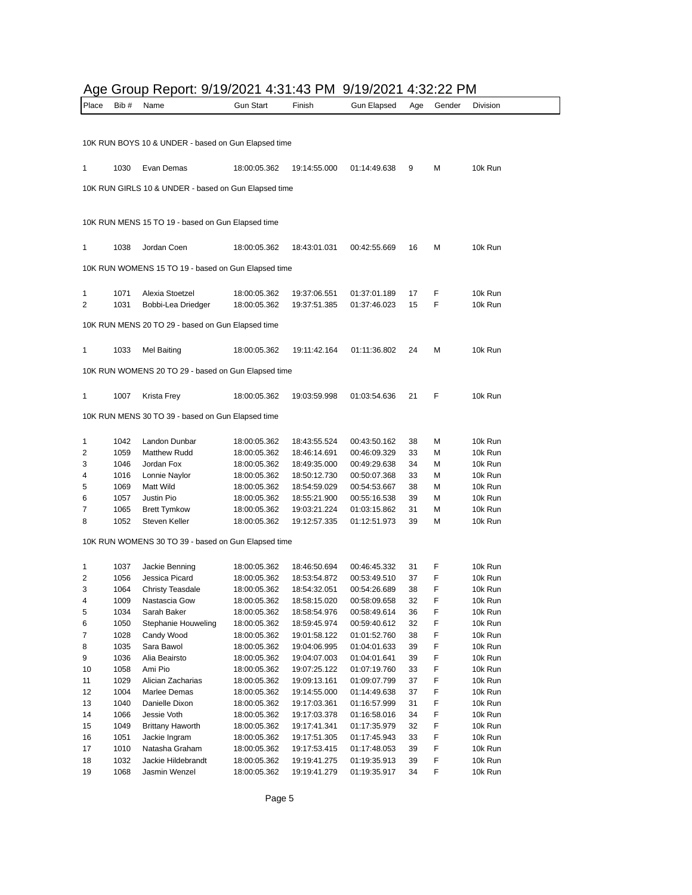# Age Group Report: 9/19/2021 4:31:43 PM 9/19/2021 4:32:22 PM

| Place | Bib # | Name | Gun Start | Finish | Gun Elapsed | Age | Gender | Division |
|---|---|---|---|---|---|---|---|---|

### 10K RUN BOYS 10 & UNDER - based on Gun Elapsed time

| Place | Bib # | Name | Gun Start | Finish | Gun Elapsed | Age | Gender | Division |
|---|---|---|---|---|---|---|---|---|
| 1 | 1030 | Evan Demas | 18:00:05.362 | 19:14:55.000 | 01:14:49.638 | 9 | M | 10k Run |

### 10K RUN GIRLS 10 & UNDER - based on Gun Elapsed time

### 10K RUN MENS 15 TO 19 - based on Gun Elapsed time

| Place | Bib # | Name | Gun Start | Finish | Gun Elapsed | Age | Gender | Division |
|---|---|---|---|---|---|---|---|---|
| 1 | 1038 | Jordan Coen | 18:00:05.362 | 18:43:01.031 | 00:42:55.669 | 16 | M | 10k Run |

### 10K RUN WOMENS 15 TO 19 - based on Gun Elapsed time

| Place | Bib # | Name | Gun Start | Finish | Gun Elapsed | Age | Gender | Division |
|---|---|---|---|---|---|---|---|---|
| 1 | 1071 | Alexia Stoetzel | 18:00:05.362 | 19:37:06.551 | 01:37:01.189 | 17 | F | 10k Run |
| 2 | 1031 | Bobbi-Lea Driedger | 18:00:05.362 | 19:37:51.385 | 01:37:46.023 | 15 | F | 10k Run |

### 10K RUN MENS 20 TO 29 - based on Gun Elapsed time

| Place | Bib # | Name | Gun Start | Finish | Gun Elapsed | Age | Gender | Division |
|---|---|---|---|---|---|---|---|---|
| 1 | 1033 | Mel Baiting | 18:00:05.362 | 19:11:42.164 | 01:11:36.802 | 24 | M | 10k Run |

### 10K RUN WOMENS 20 TO 29 - based on Gun Elapsed time

| Place | Bib # | Name | Gun Start | Finish | Gun Elapsed | Age | Gender | Division |
|---|---|---|---|---|---|---|---|---|
| 1 | 1007 | Krista Frey | 18:00:05.362 | 19:03:59.998 | 01:03:54.636 | 21 | F | 10k Run |

### 10K RUN MENS 30 TO 39 - based on Gun Elapsed time

| Place | Bib # | Name | Gun Start | Finish | Gun Elapsed | Age | Gender | Division |
|---|---|---|---|---|---|---|---|---|
| 1 | 1042 | Landon Dunbar | 18:00:05.362 | 18:43:55.524 | 00:43:50.162 | 38 | M | 10k Run |
| 2 | 1059 | Matthew Rudd | 18:00:05.362 | 18:46:14.691 | 00:46:09.329 | 33 | M | 10k Run |
| 3 | 1046 | Jordan Fox | 18:00:05.362 | 18:49:35.000 | 00:49:29.638 | 34 | M | 10k Run |
| 4 | 1016 | Lonnie Naylor | 18:00:05.362 | 18:50:12.730 | 00:50:07.368 | 33 | M | 10k Run |
| 5 | 1069 | Matt Wild | 18:00:05.362 | 18:54:59.029 | 00:54:53.667 | 38 | M | 10k Run |
| 6 | 1057 | Justin Pio | 18:00:05.362 | 18:55:21.900 | 00:55:16.538 | 39 | M | 10k Run |
| 7 | 1065 | Brett Tymkow | 18:00:05.362 | 19:03:21.224 | 01:03:15.862 | 31 | M | 10k Run |
| 8 | 1052 | Steven Keller | 18:00:05.362 | 19:12:57.335 | 01:12:51.973 | 39 | M | 10k Run |

### 10K RUN WOMENS 30 TO 39 - based on Gun Elapsed time

| Place | Bib # | Name | Gun Start | Finish | Gun Elapsed | Age | Gender | Division |
|---|---|---|---|---|---|---|---|---|
| 1 | 1037 | Jackie Benning | 18:00:05.362 | 18:46:50.694 | 00:46:45.332 | 31 | F | 10k Run |
| 2 | 1056 | Jessica Picard | 18:00:05.362 | 18:53:54.872 | 00:53:49.510 | 37 | F | 10k Run |
| 3 | 1064 | Christy Teasdale | 18:00:05.362 | 18:54:32.051 | 00:54:26.689 | 38 | F | 10k Run |
| 4 | 1009 | Nastascia Gow | 18:00:05.362 | 18:58:15.020 | 00:58:09.658 | 32 | F | 10k Run |
| 5 | 1034 | Sarah Baker | 18:00:05.362 | 18:58:54.976 | 00:58:49.614 | 36 | F | 10k Run |
| 6 | 1050 | Stephanie Houweling | 18:00:05.362 | 18:59:45.974 | 00:59:40.612 | 32 | F | 10k Run |
| 7 | 1028 | Candy Wood | 18:00:05.362 | 19:01:58.122 | 01:01:52.760 | 38 | F | 10k Run |
| 8 | 1035 | Sara Bawol | 18:00:05.362 | 19:04:06.995 | 01:04:01.633 | 39 | F | 10k Run |
| 9 | 1036 | Alia Beairsto | 18:00:05.362 | 19:04:07.003 | 01:04:01.641 | 39 | F | 10k Run |
| 10 | 1058 | Ami Pio | 18:00:05.362 | 19:07:25.122 | 01:07:19.760 | 33 | F | 10k Run |
| 11 | 1029 | Alician Zacharias | 18:00:05.362 | 19:09:13.161 | 01:09:07.799 | 37 | F | 10k Run |
| 12 | 1004 | Marlee Demas | 18:00:05.362 | 19:14:55.000 | 01:14:49.638 | 37 | F | 10k Run |
| 13 | 1040 | Danielle Dixon | 18:00:05.362 | 19:17:03.361 | 01:16:57.999 | 31 | F | 10k Run |
| 14 | 1066 | Jessie Voth | 18:00:05.362 | 19:17:03.378 | 01:16:58.016 | 34 | F | 10k Run |
| 15 | 1049 | Brittany Haworth | 18:00:05.362 | 19:17:41.341 | 01:17:35.979 | 32 | F | 10k Run |
| 16 | 1051 | Jackie Ingram | 18:00:05.362 | 19:17:51.305 | 01:17:45.943 | 33 | F | 10k Run |
| 17 | 1010 | Natasha Graham | 18:00:05.362 | 19:17:53.415 | 01:17:48.053 | 39 | F | 10k Run |
| 18 | 1032 | Jackie Hildebrandt | 18:00:05.362 | 19:19:41.275 | 01:19:35.913 | 39 | F | 10k Run |
| 19 | 1068 | Jasmin Wenzel | 18:00:05.362 | 19:19:41.279 | 01:19:35.917 | 34 | F | 10k Run |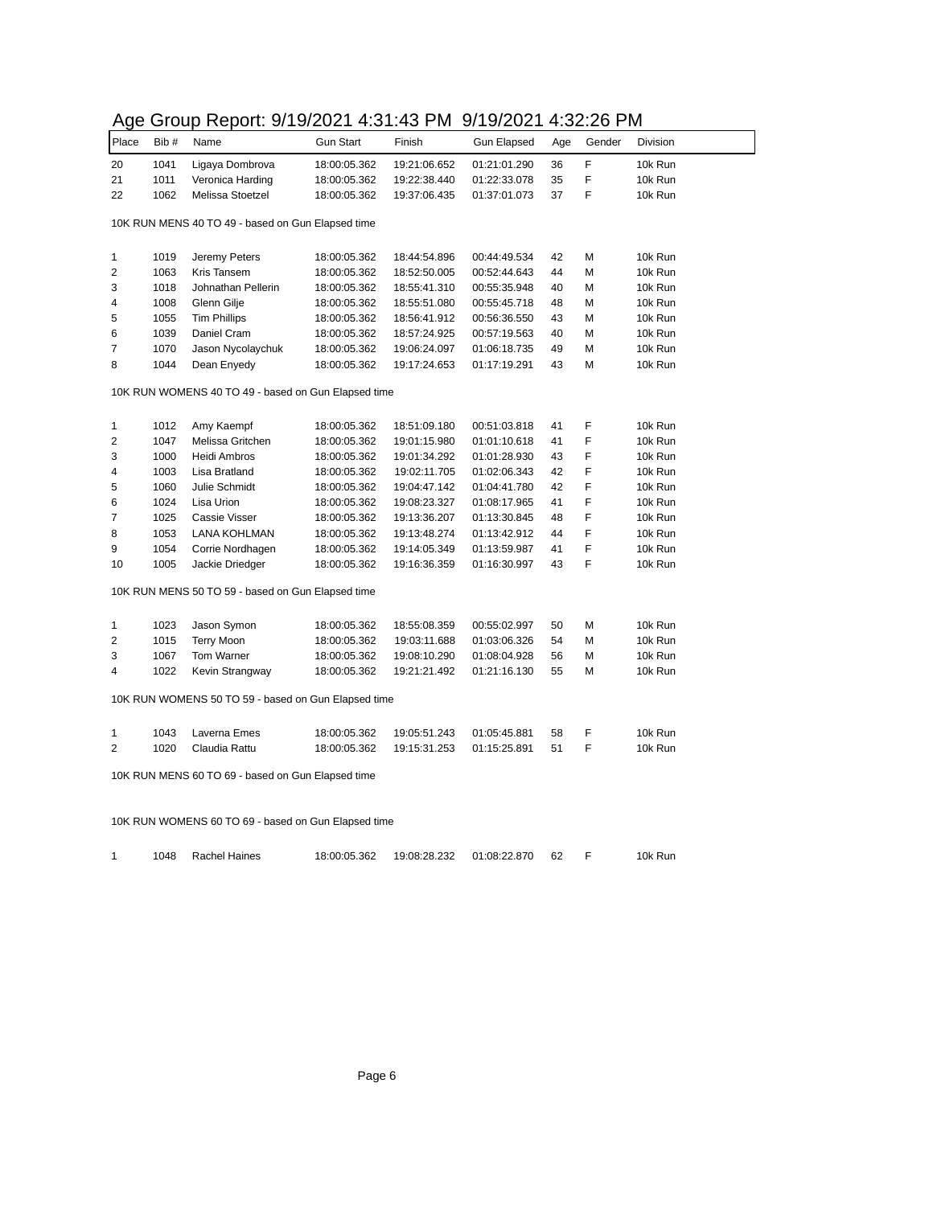# Age Group Report: 9/19/2021 4:31:43 PM 9/19/2021 4:32:26 PM

| Place | Bib # | Name | Gun Start | Finish | Gun Elapsed | Age | Gender | Division |
|---|---|---|---|---|---|---|---|---|
| 20 | 1041 | Ligaya Dombrova | 18:00:05.362 | 19:21:06.652 | 01:21:01.290 | 36 | F | 10k Run |
| 21 | 1011 | Veronica Harding | 18:00:05.362 | 19:22:38.440 | 01:22:33.078 | 35 | F | 10k Run |
| 22 | 1062 | Melissa Stoetzel | 18:00:05.362 | 19:37:06.435 | 01:37:01.073 | 37 | F | 10k Run |

10K RUN MENS 40 TO 49 - based on Gun Elapsed time

| Place | Bib # | Name | Gun Start | Finish | Gun Elapsed | Age | Gender | Division |
|---|---|---|---|---|---|---|---|---|
| 1 | 1019 | Jeremy Peters | 18:00:05.362 | 18:44:54.896 | 00:44:49.534 | 42 | M | 10k Run |
| 2 | 1063 | Kris Tansem | 18:00:05.362 | 18:52:50.005 | 00:52:44.643 | 44 | M | 10k Run |
| 3 | 1018 | Johnathan Pellerin | 18:00:05.362 | 18:55:41.310 | 00:55:35.948 | 40 | M | 10k Run |
| 4 | 1008 | Glenn Gilje | 18:00:05.362 | 18:55:51.080 | 00:55:45.718 | 48 | M | 10k Run |
| 5 | 1055 | Tim Phillips | 18:00:05.362 | 18:56:41.912 | 00:56:36.550 | 43 | M | 10k Run |
| 6 | 1039 | Daniel Cram | 18:00:05.362 | 18:57:24.925 | 00:57:19.563 | 40 | M | 10k Run |
| 7 | 1070 | Jason Nycolaychuk | 18:00:05.362 | 19:06:24.097 | 01:06:18.735 | 49 | M | 10k Run |
| 8 | 1044 | Dean Enyedy | 18:00:05.362 | 19:17:24.653 | 01:17:19.291 | 43 | M | 10k Run |

10K RUN WOMENS 40 TO 49 - based on Gun Elapsed time

| Place | Bib # | Name | Gun Start | Finish | Gun Elapsed | Age | Gender | Division |
|---|---|---|---|---|---|---|---|---|
| 1 | 1012 | Amy Kaempf | 18:00:05.362 | 18:51:09.180 | 00:51:03.818 | 41 | F | 10k Run |
| 2 | 1047 | Melissa Gritchen | 18:00:05.362 | 19:01:15.980 | 01:01:10.618 | 41 | F | 10k Run |
| 3 | 1000 | Heidi Ambros | 18:00:05.362 | 19:01:34.292 | 01:01:28.930 | 43 | F | 10k Run |
| 4 | 1003 | Lisa Bratland | 18:00:05.362 | 19:02:11.705 | 01:02:06.343 | 42 | F | 10k Run |
| 5 | 1060 | Julie Schmidt | 18:00:05.362 | 19:04:47.142 | 01:04:41.780 | 42 | F | 10k Run |
| 6 | 1024 | Lisa Urion | 18:00:05.362 | 19:08:23.327 | 01:08:17.965 | 41 | F | 10k Run |
| 7 | 1025 | Cassie Visser | 18:00:05.362 | 19:13:36.207 | 01:13:30.845 | 48 | F | 10k Run |
| 8 | 1053 | LANA KOHLMAN | 18:00:05.362 | 19:13:48.274 | 01:13:42.912 | 44 | F | 10k Run |
| 9 | 1054 | Corrie Nordhagen | 18:00:05.362 | 19:14:05.349 | 01:13:59.987 | 41 | F | 10k Run |
| 10 | 1005 | Jackie Driedger | 18:00:05.362 | 19:16:36.359 | 01:16:30.997 | 43 | F | 10k Run |

10K RUN MENS 50 TO 59 - based on Gun Elapsed time

| Place | Bib # | Name | Gun Start | Finish | Gun Elapsed | Age | Gender | Division |
|---|---|---|---|---|---|---|---|---|
| 1 | 1023 | Jason Symon | 18:00:05.362 | 18:55:08.359 | 00:55:02.997 | 50 | M | 10k Run |
| 2 | 1015 | Terry Moon | 18:00:05.362 | 19:03:11.688 | 01:03:06.326 | 54 | M | 10k Run |
| 3 | 1067 | Tom Warner | 18:00:05.362 | 19:08:10.290 | 01:08:04.928 | 56 | M | 10k Run |
| 4 | 1022 | Kevin Strangway | 18:00:05.362 | 19:21:21.492 | 01:21:16.130 | 55 | M | 10k Run |

10K RUN WOMENS 50 TO 59 - based on Gun Elapsed time

| Place | Bib # | Name | Gun Start | Finish | Gun Elapsed | Age | Gender | Division |
|---|---|---|---|---|---|---|---|---|
| 1 | 1043 | Laverna Emes | 18:00:05.362 | 19:05:51.243 | 01:05:45.881 | 58 | F | 10k Run |
| 2 | 1020 | Claudia Rattu | 18:00:05.362 | 19:15:31.253 | 01:15:25.891 | 51 | F | 10k Run |

10K RUN MENS 60 TO 69 - based on Gun Elapsed time

10K RUN WOMENS 60 TO 69 - based on Gun Elapsed time

| Place | Bib # | Name | Gun Start | Finish | Gun Elapsed | Age | Gender | Division |
|---|---|---|---|---|---|---|---|---|
| 1 | 1048 | Rachel Haines | 18:00:05.362 | 19:08:28.232 | 01:08:22.870 | 62 | F | 10k Run |